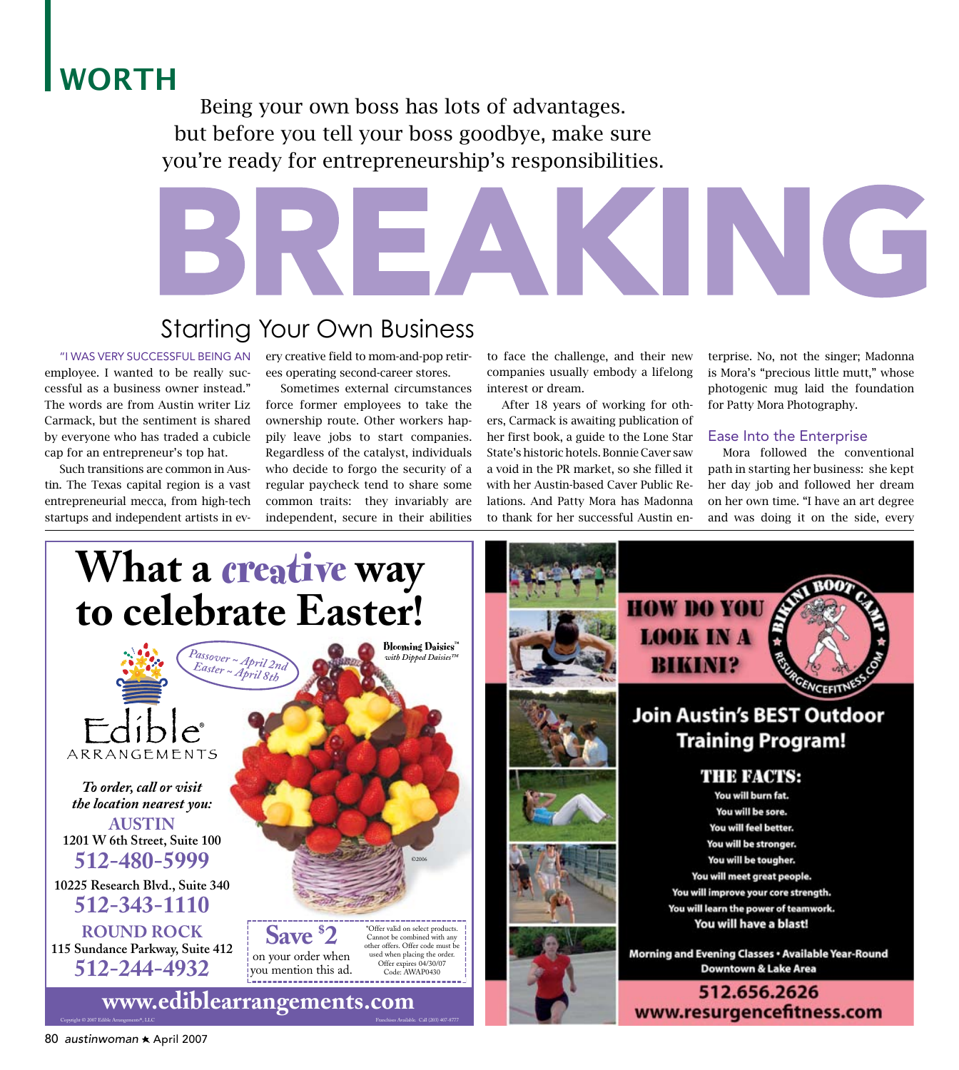# WORTH BREAKING

Being your own boss has lots of advantages. but before you tell your boss goodbye, make sure you're ready for entrepreneurship's responsibilities.

## Starting Your Own Business

"I WAS VERY SUCCESSFUL BEING AN employee. I wanted to be really successful as a business owner instead." The words are from Austin writer Liz Carmack, but the sentiment is shared by everyone who has traded a cubicle cap for an entrepreneur's top hat.

Such transitions are common in Austin. The Texas capital region is a vast entrepreneurial mecca, from high-tech startups and independent artists in every creative field to mom-and-pop retirees operating second-career stores.

Sometimes external circumstances force former employees to take the ownership route. Other workers happily leave jobs to start companies. Regardless of the catalyst, individuals who decide to forgo the security of a regular paycheck tend to share some common traits: they invariably are independent, secure in their abilities to face the challenge, and their new companies usually embody a lifelong interest or dream.

After 18 years of working for others, Carmack is awaiting publication of her first book, a guide to the Lone Star State's historic hotels. Bonnie Caver saw a void in the PR market, so she filled it with her Austin-based Caver Public Relations. And Patty Mora has Madonna to thank for her successful Austin enterprise. No, not the singer; Madonna is Mora's "precious little mutt," whose photogenic mug laid the foundation for Patty Mora Photography.

### Ease Into the Enterprise

Mora followed the conventional path in starting her business: she kept her day job and followed her dream on her own time. "I have an art degree and was doing it on the side, every

---

# What a *creative* way to celebrate Easter!

*Passover ~ April 2nd*
*Easter ~ April 8th*

Edible® ARRANGEMENTS

**Blooming Daisies™** *with Dipped Daisies™*

*To order, call or visit the location nearest you:*

**AUSTIN**
1201 W 6th Street, Suite 100
**512-480-5999**

10225 Research Blvd., Suite 340
**512-343-1110**

**ROUND ROCK**
115 Sundance Parkway, Suite 412
**512-244-4932**

**Save $2** on your order when you mention this ad.

*Offer valid on select products. Cannot be combined with any other offers. Offer code must be used when placing the order. Offer expires 04/30/07 Code: AWAP0430

©2006

**www.ediblearrangements.com**

Copyright © 2007 Edible Arrangements®, LLC — Franchises Available. Call (203) 407-6777

---

# HOW DO YOU LOOK IN A BIKINI?

BIKINI BOOT CAMP — RESURGENCEFITNESS.COM

## Join Austin's BEST Outdoor Training Program!

**THE FACTS:**

You will burn fat.
You will be sore.
You will feel better.
You will be stronger.
You will be tougher.
You will meet great people.
You will improve your core strength.
You will learn the power of teamwork.
You will have a blast!

Morning and Evening Classes • Available Year-Round
Downtown & Lake Area

**512.656.2626**
**www.resurgencefitness.com**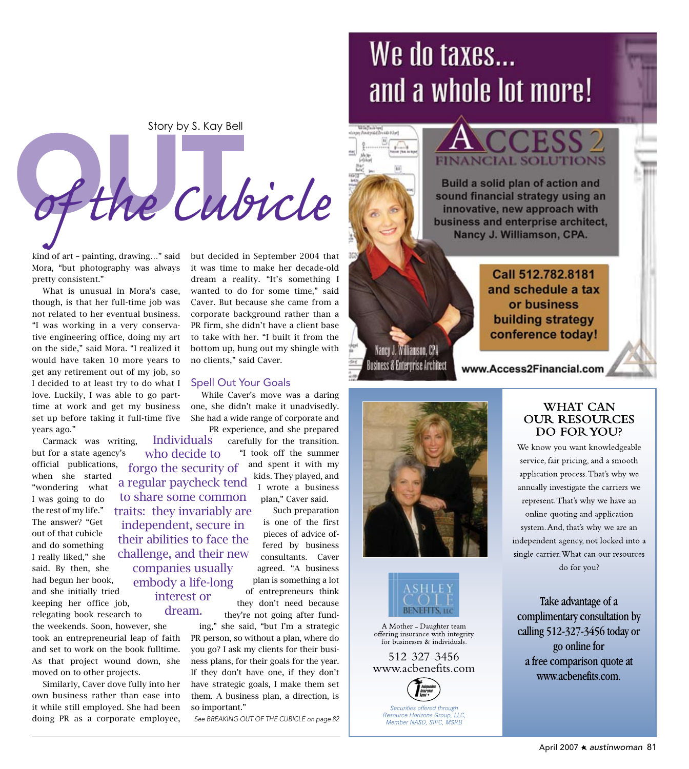Story by S. Kay Bell

# OUT of the Cubicle

kind of art – painting, drawing…" said Mora, "but photography was always pretty consistent."

What is unusual in Mora's case, though, is that her full-time job was not related to her eventual business. "I was working in a very conservative engineering office, doing my art on the side," said Mora. "I realized it would have taken 10 more years to get any retirement out of my job, so I decided to at least try to do what I love. Luckily, I was able to go part-time at work and get my business set up before taking it full-time five years ago."

Carmack was writing, but for a state agency's official publications, when she started "wondering what I was going to do the rest of my life." The answer? "Get out of that cubicle and do something I really liked," she said. By then, she had begun her book, and she initially tried keeping her office job, relegating book research to the weekends. Soon, however, she took an entrepreneurial leap of faith and set to work on the book fulltime. As that project wound down, she moved on to other projects.

Similarly, Caver dove fully into her own business rather than ease into it while still employed. She had been doing PR as a corporate employee, but decided in September 2004 that it was time to make her decade-old dream a reality. "It's something I wanted to do for some time," said Caver. But because she came from a corporate background rather than a PR firm, she didn't have a client base to take with her. "I built it from the bottom up, hung out my shingle with no clients," said Caver.

> Individuals who decide to forgo the security of a regular paycheck tend to share some common traits: they invariably are independent, secure in their abilities to face the challenge, and their new companies usually embody a life-long interest or dream.

## Spell Out Your Goals

While Caver's move was a daring one, she didn't make it unadvisedly. She had a wide range of corporate and PR experience, and she prepared carefully for the transition. "I took off the summer and spent it with my kids. They played, and I wrote a business plan," Caver said.

Such preparation is one of the first pieces of advice offered by business consultants. Caver agreed. "A business plan is something a lot of entrepreneurs think they don't need because they're not going after funding," she said, "but I'm a strategic PR person, so without a plan, where do you go? I ask my clients for their business plans, for their goals for the year. If they don't have one, if they don't have strategic goals, I make them set them. A business plan, a direction, is so important."

*See BREAKING OUT OF THE CUBICLE on page 82*

---

# We do taxes... and a whole lot more!

**ACCESS 2 FINANCIAL SOLUTIONS**

**Build a solid plan of action and sound financial strategy using an innovative, new approach with business and enterprise architect, Nancy J. Williamson, CPA.**

**Call 512.782.8181 and schedule a tax or business building strategy conference today!**

Nancy J. Williamson, CPA
Business & Enterprise Architect

**www.Access2Financial.com**

---

**ASHLEY COLE BENEFITS, LLC**

A Mother – Daughter team offering insurance with integrity for businesses & individuals.

512-327-3456
www.acbenefits.com

*Securities offered through Resource Horizons Group, LLC, Member NASD, SIPC, MSRB*

## WHAT CAN OUR RESOURCES DO FOR YOU?

We know you want knowledgeable service, fair pricing, and a smooth application process. That's why we annually investigate the carriers we represent. That's why we have an online quoting and application system. And, that's why we are an independent agency, not locked into a single carrier. What can our resources do for you?

Take advantage of a complimentary consultation by calling 512-327-3456 today or go online for a free comparison quote at www.acbenefits.com.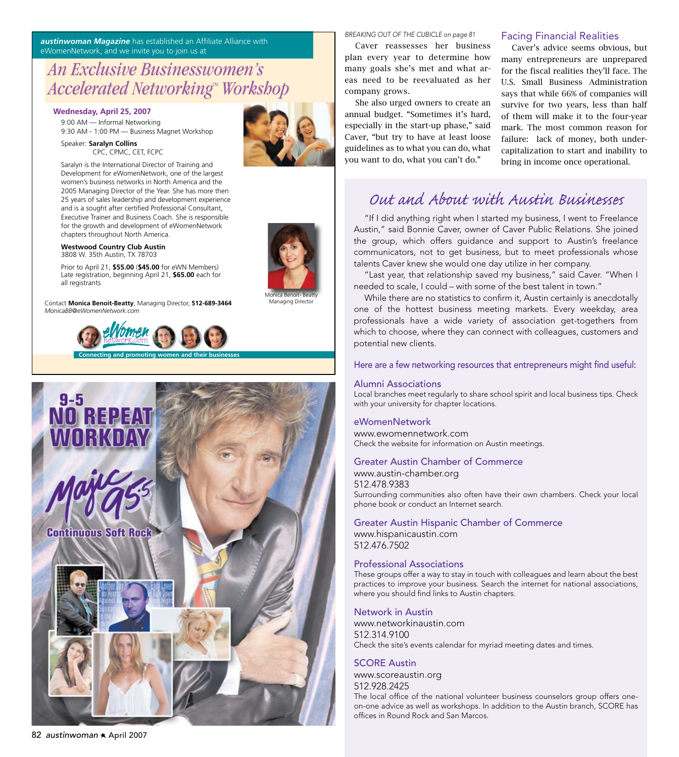***austinwoman Magazine*** has established an Affiliate Alliance with eWomenNetwork, and we invite you to join us at

## *An Exclusive Businesswomen's Accelerated Networking™ Workshop*

**Wednesday, April 25, 2007**

9:00 AM — Informal Networking
9:30 AM - 1:00 PM — Business Magnet Workshop

Speaker: **Saralyn Collins**
CPC, CPMC, CET, FCPC

Saralyn is the International Director of Training and Development for eWomenNetwork, one of the largest women's business networks in North America and the 2005 Managing Director of the Year. She has more then 25 years of sales leadership and development experience and is a sought after certified Professional Consultant, Executive Trainer and Business Coach. She is responsible for the growth and development of eWomenNetwork chapters throughout North America.

**Westwood Country Club Austin**
3808 W. 35th Austin, TX 78703

Prior to April 21, **$55.00** (**$45.00** for eWN Members)
Late registration, beginning April 21, **$65.00** each for all registrants

Contact **Monica Benoit-Beatty**, Managing Director, **512-689-3464**
*MonicaBB@eWomenNetwork.com*

Monica Benoit- Beatty
Managing Director

eWomen network.com

Connecting and promoting women and their businesses

9-5 NO REPEAT WORKDAY

Majic 95.5

Continuous Soft Rock

*BREAKING OUT OF THE CUBICLE on page 81*

Caver reassesses her business plan every year to determine how many goals she's met and what areas need to be reevaluated as her company grows.

She also urged owners to create an annual budget. "Sometimes it's hard, especially in the start-up phase," said Caver, "but try to have at least loose guidelines as to what you can do, what you want to do, what you can't do."

### Facing Financial Realities

Caver's advice seems obvious, but many entrepreneurs are unprepared for the fiscal realities they'll face. The U.S. Small Business Administration says that while 66% of companies will survive for two years, less than half of them will make it to the four-year mark. The most common reason for failure: lack of money, both under-capitalization to start and inability to bring in income once operational.

## Out and About with Austin Businesses

"If I did anything right when I started my business, I went to Freelance Austin," said Bonnie Caver, owner of Caver Public Relations. She joined the group, which offers guidance and support to Austin's freelance communicators, not to get business, but to meet professionals whose talents Caver knew she would one day utilize in her company.

"Last year, that relationship saved my business," said Caver. "When I needed to scale, I could – with some of the best talent in town."

While there are no statistics to confirm it, Austin certainly is anecdotally one of the hottest business meeting markets. Every weekday, area professionals have a wide variety of association get-togethers from which to choose, where they can connect with colleagues, customers and potential new clients.

Here are a few networking resources that entrepreneurs might find useful:

### Alumni Associations

Local branches meet regularly to share school spirit and local business tips. Check with your university for chapter locations.

### eWomenNetwork

www.ewomennetwork.com
Check the website for information on Austin meetings.

### Greater Austin Chamber of Commerce

www.austin-chamber.org
512.478.9383
Surrounding communities also often have their own chambers. Check your local phone book or conduct an Internet search.

### Greater Austin Hispanic Chamber of Commerce

www.hispanicaustin.com
512.476.7502

### Professional Associations

These groups offer a way to stay in touch with colleagues and learn about the best practices to improve your business. Search the internet for national associations, where you should find links to Austin chapters.

### Network in Austin

www.networkinaustin.com
512.314.9100
Check the site's events calendar for myriad meeting dates and times.

### SCORE Austin

www.scoreaustin.org
512.928.2425
The local office of the national volunteer business counselors group offers one-on-one advice as well as workshops. In addition to the Austin branch, SCORE has offices in Round Rock and San Marcos.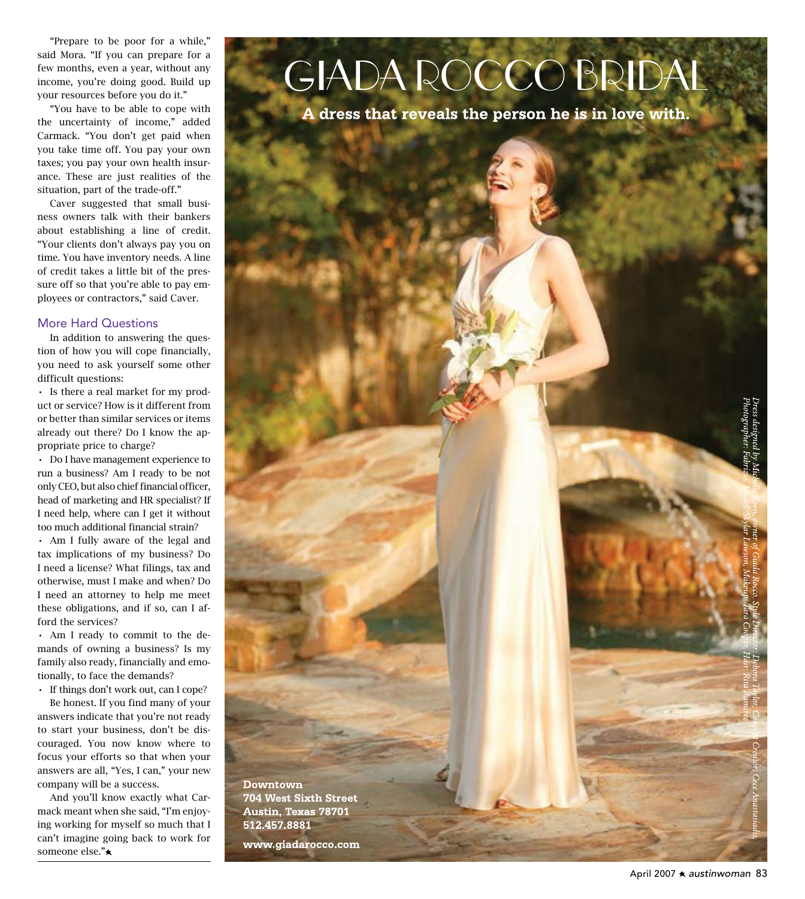"Prepare to be poor for a while," said Mora. "If you can prepare for a few months, even a year, without any income, you're doing good. Build up your resources before you do it."

"You have to be able to cope with the uncertainty of income," added Carmack. "You don't get paid when you take time off. You pay your own taxes; you pay your own health insurance. These are just realities of the situation, part of the trade-off."

Caver suggested that small business owners talk with their bankers about establishing a line of credit. "Your clients don't always pay you on time. You have inventory needs. A line of credit takes a little bit of the pressure off so that you're able to pay employees or contractors," said Caver.

### More Hard Questions

In addition to answering the question of how you will cope financially, you need to ask yourself some other difficult questions:

- Is there a real market for my product or service? How is it different from or better than similar services or items already out there? Do I know the appropriate price to charge?
- Do I have management experience to run a business? Am I ready to be not only CEO, but also chief financial officer, head of marketing and HR specialist? If I need help, where can I get it without too much additional financial strain?
- Am I fully aware of the legal and tax implications of my business? Do I need a license? What filings, tax and otherwise, must I make and when? Do I need an attorney to help me meet these obligations, and if so, can I afford the services?
- Am I ready to commit to the demands of owning a business? Is my family also ready, financially and emotionally, to face the demands?
- If things don't work out, can I cope?

Be honest. If you find many of your answers indicate that you're not ready to start your business, don't be discouraged. You now know where to focus your efforts so that when your answers are all, "Yes, I can," your new company will be a success.

And you'll know exactly what Carmack meant when she said, "I'm enjoying working for myself so much that I can't imagine going back to work for someone else."★

# GIADA ROCCO BRIDAL

**A dress that reveals the person he is in love with.**

*Dress designed by Michelle Koen, owner of Giada Rocco. Style Director: Debora Taylor, Concept Creator: Cece Anastasiadis, Photographer: Fabrizio, Model: Skylar Lawson, Makeup: Tara Cooper, Hair: Rita Ramirez*

**Downtown**
**704 West Sixth Street**
**Austin, Texas 78701**
**512.457.8881**

**www.giadarocco.com**